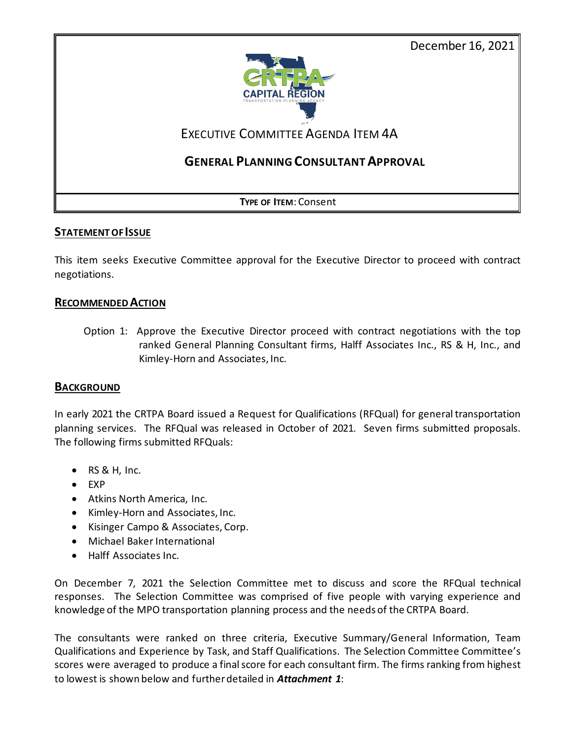December 16, 2021

CRTPA CAPITAL REGION TRANSPORTATION PLANNING AGENCY

EXECUTIVE COMMITTEE AGENDA ITEM 4A

# GENERAL PLANNING CONSULTANT APPROVAL

**TYPE OF ITEM**: Consent

## STATEMENT OF ISSUE

This item seeks Executive Committee approval for the Executive Director to proceed with contract negotiations.

## RECOMMENDED ACTION

Option 1: Approve the Executive Director proceed with contract negotiations with the top ranked General Planning Consultant firms, Halff Associates Inc., RS & H, Inc., and Kimley-Horn and Associates, Inc.

## BACKGROUND

In early 2021 the CRTPA Board issued a Request for Qualifications (RFQual) for general transportation planning services. The RFQual was released in October of 2021. Seven firms submitted proposals. The following firms submitted RFQuals:

- RS & H, Inc.
- EXP
- Atkins North America, Inc.
- Kimley-Horn and Associates, Inc.
- Kisinger Campo & Associates, Corp.
- Michael Baker International
- Halff Associates Inc.

On December 7, 2021 the Selection Committee met to discuss and score the RFQual technical responses. The Selection Committee was comprised of five people with varying experience and knowledge of the MPO transportation planning process and the needs of the CRTPA Board.

The consultants were ranked on three criteria, Executive Summary/General Information, Team Qualifications and Experience by Task, and Staff Qualifications. The Selection Committee Committee's scores were averaged to produce a final score for each consultant firm. The firms ranking from highest to lowest is shown below and further detailed in ***Attachment 1***: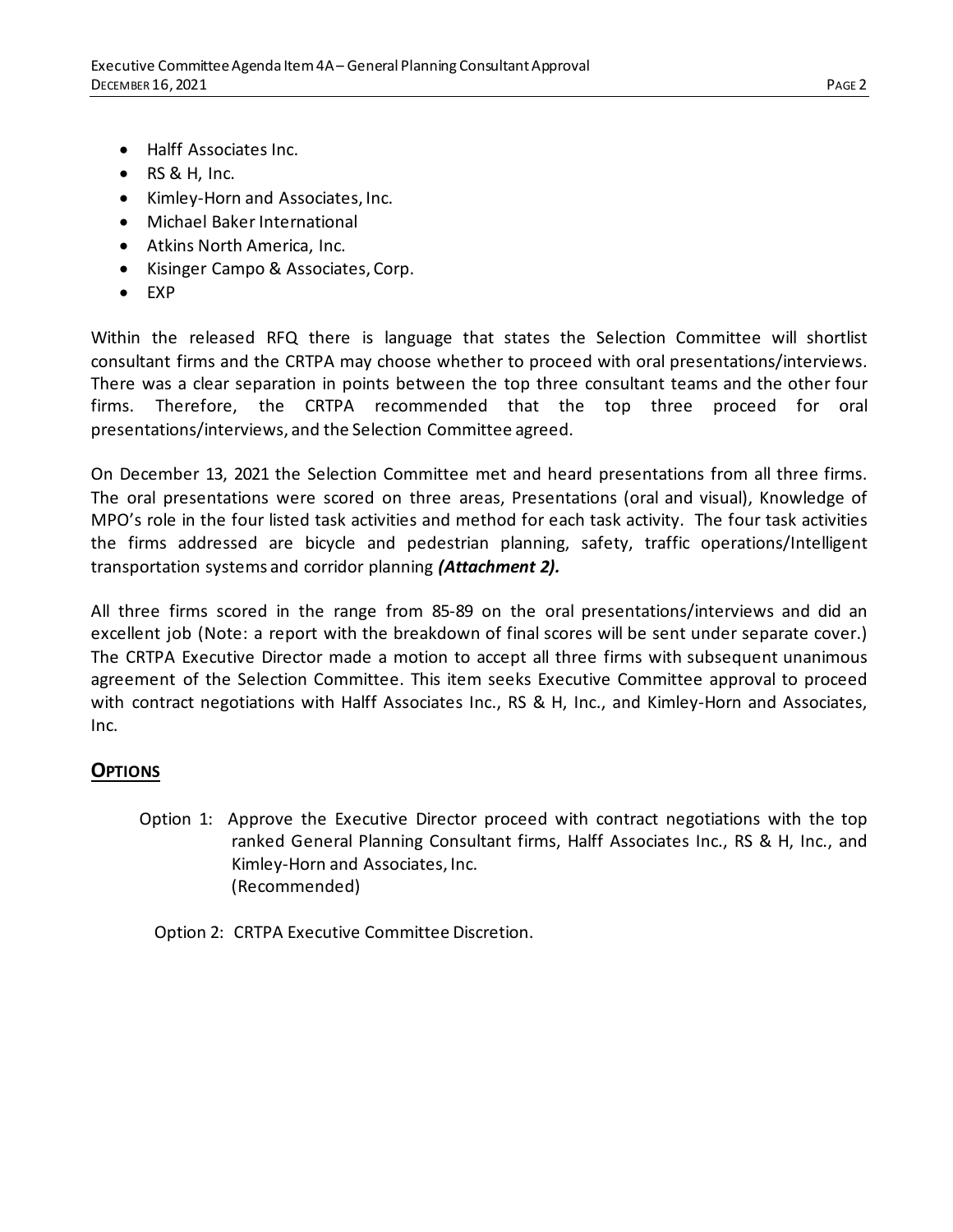- Halff Associates Inc.
- RS & H, Inc.
- Kimley-Horn and Associates, Inc.
- Michael Baker International
- Atkins North America, Inc.
- Kisinger Campo & Associates, Corp.
- EXP

Within the released RFQ there is language that states the Selection Committee will shortlist consultant firms and the CRTPA may choose whether to proceed with oral presentations/interviews. There was a clear separation in points between the top three consultant teams and the other four firms. Therefore, the CRTPA recommended that the top three proceed for oral presentations/interviews, and the Selection Committee agreed.

On December 13, 2021 the Selection Committee met and heard presentations from all three firms. The oral presentations were scored on three areas, Presentations (oral and visual), Knowledge of MPO's role in the four listed task activities and method for each task activity. The four task activities the firms addressed are bicycle and pedestrian planning, safety, traffic operations/Intelligent transportation systems and corridor planning ***(Attachment 2).***

All three firms scored in the range from 85-89 on the oral presentations/interviews and did an excellent job (Note: a report with the breakdown of final scores will be sent under separate cover.) The CRTPA Executive Director made a motion to accept all three firms with subsequent unanimous agreement of the Selection Committee. This item seeks Executive Committee approval to proceed with contract negotiations with Halff Associates Inc., RS & H, Inc., and Kimley-Horn and Associates, Inc.

## OPTIONS

Option 1: Approve the Executive Director proceed with contract negotiations with the top ranked General Planning Consultant firms, Halff Associates Inc., RS & H, Inc., and Kimley-Horn and Associates, Inc.
(Recommended)

Option 2: CRTPA Executive Committee Discretion.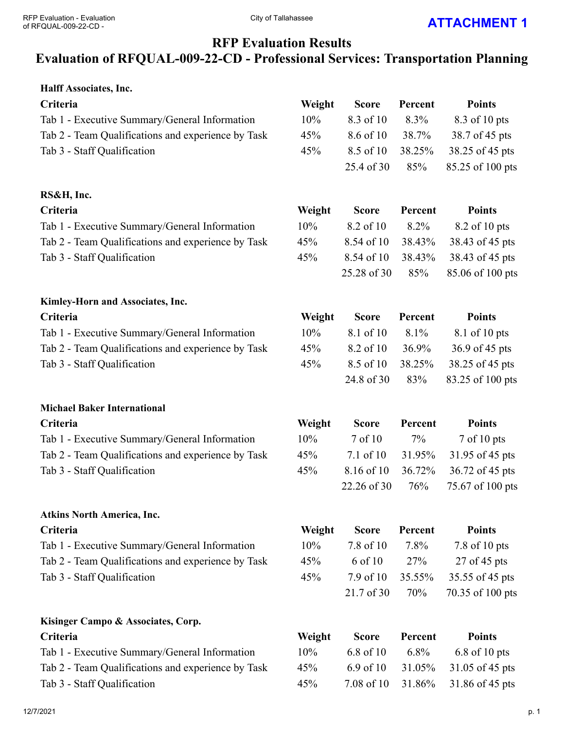**ATTACHMENT 1**

# RFP Evaluation Results
## Evaluation of RFQUAL-009-22-CD - Professional Services: Transportation Planning

**Halff Associates, Inc.**

| Criteria | Weight | Score | Percent | Points |
|---|---|---|---|---|
| Tab 1 - Executive Summary/General Information | 10% | 8.3 of 10 | 8.3% | 8.3 of 10 pts |
| Tab 2 - Team Qualifications and experience by Task | 45% | 8.6 of 10 | 38.7% | 38.7 of 45 pts |
| Tab 3 - Staff Qualification | 45% | 8.5 of 10 | 38.25% | 38.25 of 45 pts |
| | | 25.4 of 30 | 85% | 85.25 of 100 pts |

**RS&H, Inc.**

| Criteria | Weight | Score | Percent | Points |
|---|---|---|---|---|
| Tab 1 - Executive Summary/General Information | 10% | 8.2 of 10 | 8.2% | 8.2 of 10 pts |
| Tab 2 - Team Qualifications and experience by Task | 45% | 8.54 of 10 | 38.43% | 38.43 of 45 pts |
| Tab 3 - Staff Qualification | 45% | 8.54 of 10 | 38.43% | 38.43 of 45 pts |
| | | 25.28 of 30 | 85% | 85.06 of 100 pts |

**Kimley-Horn and Associates, Inc.**

| Criteria | Weight | Score | Percent | Points |
|---|---|---|---|---|
| Tab 1 - Executive Summary/General Information | 10% | 8.1 of 10 | 8.1% | 8.1 of 10 pts |
| Tab 2 - Team Qualifications and experience by Task | 45% | 8.2 of 10 | 36.9% | 36.9 of 45 pts |
| Tab 3 - Staff Qualification | 45% | 8.5 of 10 | 38.25% | 38.25 of 45 pts |
| | | 24.8 of 30 | 83% | 83.25 of 100 pts |

**Michael Baker International**

| Criteria | Weight | Score | Percent | Points |
|---|---|---|---|---|
| Tab 1 - Executive Summary/General Information | 10% | 7 of 10 | 7% | 7 of 10 pts |
| Tab 2 - Team Qualifications and experience by Task | 45% | 7.1 of 10 | 31.95% | 31.95 of 45 pts |
| Tab 3 - Staff Qualification | 45% | 8.16 of 10 | 36.72% | 36.72 of 45 pts |
| | | 22.26 of 30 | 76% | 75.67 of 100 pts |

**Atkins North America, Inc.**

| Criteria | Weight | Score | Percent | Points |
|---|---|---|---|---|
| Tab 1 - Executive Summary/General Information | 10% | 7.8 of 10 | 7.8% | 7.8 of 10 pts |
| Tab 2 - Team Qualifications and experience by Task | 45% | 6 of 10 | 27% | 27 of 45 pts |
| Tab 3 - Staff Qualification | 45% | 7.9 of 10 | 35.55% | 35.55 of 45 pts |
| | | 21.7 of 30 | 70% | 70.35 of 100 pts |

**Kisinger Campo & Associates, Corp.**

| Criteria | Weight | Score | Percent | Points |
|---|---|---|---|---|
| Tab 1 - Executive Summary/General Information | 10% | 6.8 of 10 | 6.8% | 6.8 of 10 pts |
| Tab 2 - Team Qualifications and experience by Task | 45% | 6.9 of 10 | 31.05% | 31.05 of 45 pts |
| Tab 3 - Staff Qualification | 45% | 7.08 of 10 | 31.86% | 31.86 of 45 pts |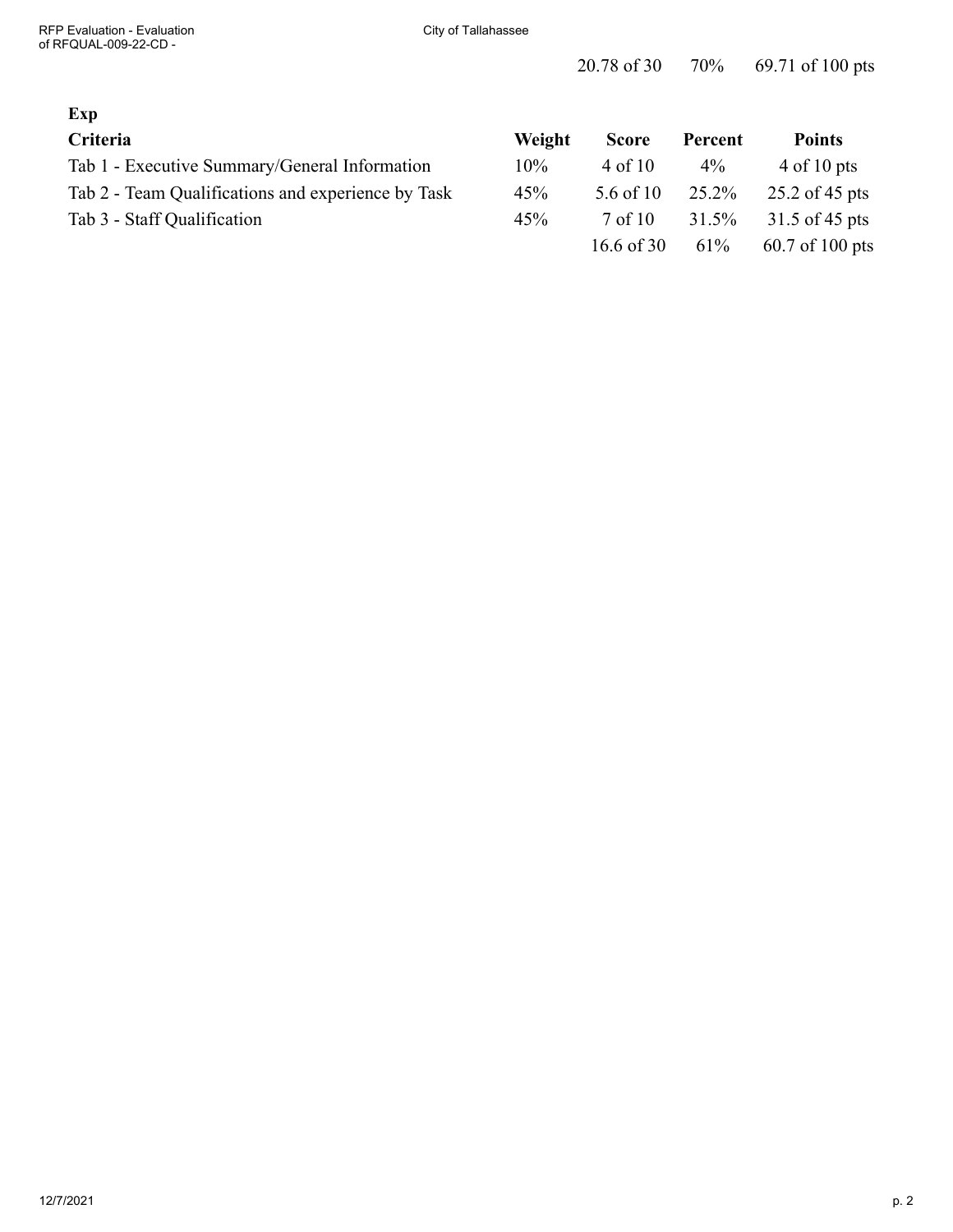| | | 20.78 of 30 | 70% | 69.71 of 100 pts |
|---|---|---|---|---|

**Exp**

| Criteria | Weight | Score | Percent | Points |
|---|---|---|---|---|
| Tab 1 - Executive Summary/General Information | 10% | 4 of 10 | 4% | 4 of 10 pts |
| Tab 2 - Team Qualifications and experience by Task | 45% | 5.6 of 10 | 25.2% | 25.2 of 45 pts |
| Tab 3 - Staff Qualification | 45% | 7 of 10 | 31.5% | 31.5 of 45 pts |
| | | 16.6 of 30 | 61% | 60.7 of 100 pts |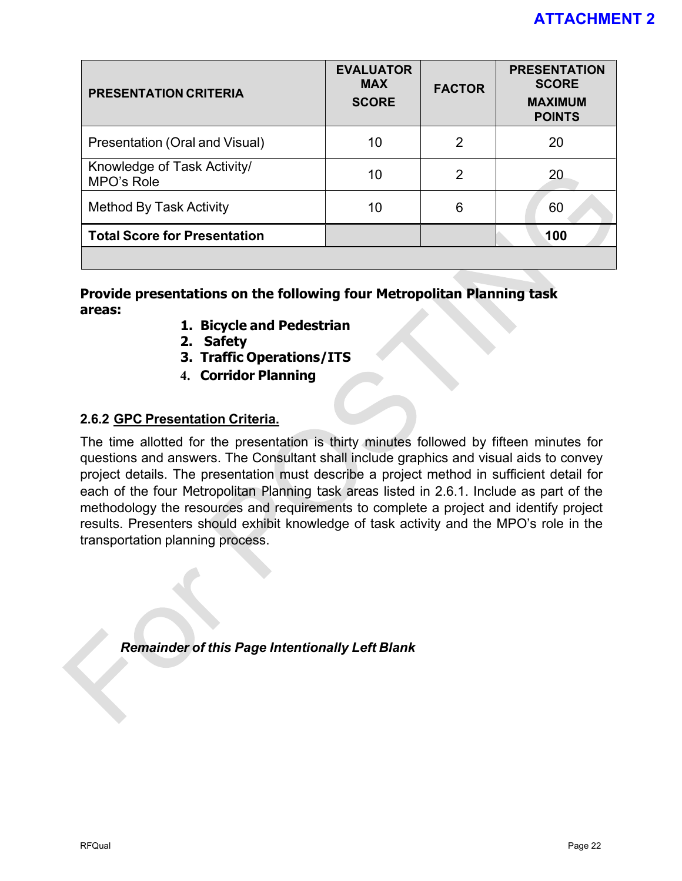**ATTACHMENT 2**

| PRESENTATION CRITERIA | EVALUATOR MAX SCORE | FACTOR | PRESENTATION SCORE MAXIMUM POINTS |
|---|---|---|---|
| Presentation (Oral and Visual) | 10 | 2 | 20 |
| Knowledge of Task Activity/ MPO's Role | 10 | 2 | 20 |
| Method By Task Activity | 10 | 6 | 60 |
| **Total Score for Presentation** | | | **100** |

**Provide presentations on the following four Metropolitan Planning task areas:**

1. **Bicycle and Pedestrian**
2. **Safety**
3. **Traffic Operations/ITS**
4. **Corridor Planning**

**2.6.2 GPC Presentation Criteria.**

The time allotted for the presentation is thirty minutes followed by fifteen minutes for questions and answers. The Consultant shall include graphics and visual aids to convey project details. The presentation must describe a project method in sufficient detail for each of the four Metropolitan Planning task areas listed in 2.6.1. Include as part of the methodology the resources and requirements to complete a project and identify project results. Presenters should exhibit knowledge of task activity and the MPO's role in the transportation planning process.

***Remainder of this Page Intentionally Left Blank***